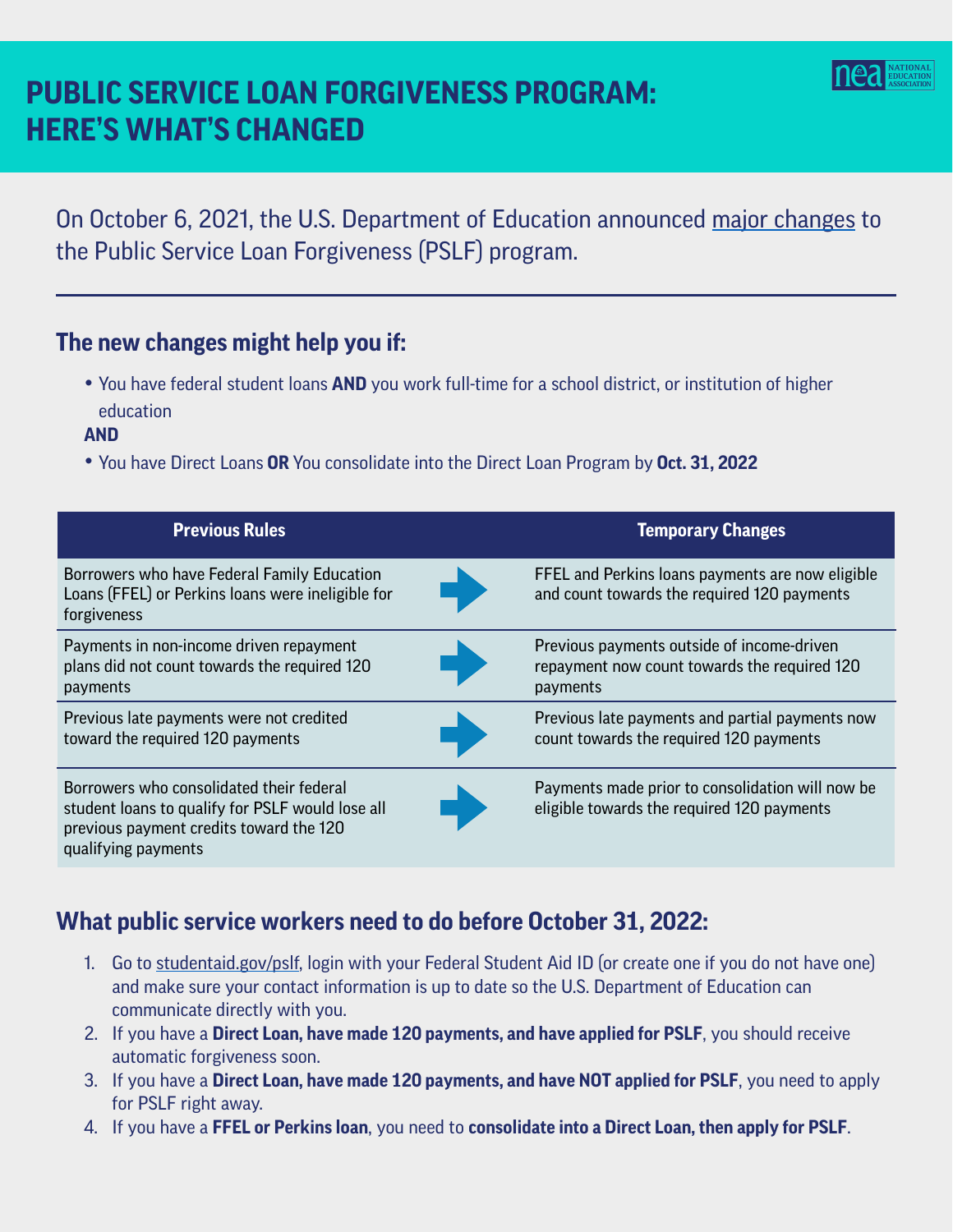# PUBLIC SERVICE LOAN FORGIVENESS PROGRAM: HERE'S WHAT'S CHANGED

On October 6, 2021, the U.S. Department of Education announced major changes to the Public Service Loan Forgiveness (PSLF) program.

---

## The new changes might help you if:

- You have federal student loans **AND** you work full-time for a school district, or institution of higher education

**AND**

- You have Direct Loans **OR** You consolidate into the Direct Loan Program by **Oct. 31, 2022**

| Previous Rules | | Temporary Changes |
|---|---|---|
| Borrowers who have Federal Family Education Loans (FFEL) or Perkins loans were ineligible for forgiveness | → | FFEL and Perkins loans payments are now eligible and count towards the required 120 payments |
| Payments in non-income driven repayment plans did not count towards the required 120 payments | → | Previous payments outside of income-driven repayment now count towards the required 120 payments |
| Previous late payments were not credited toward the required 120 payments | → | Previous late payments and partial payments now count towards the required 120 payments |
| Borrowers who consolidated their federal student loans to qualify for PSLF would lose all previous payment credits toward the 120 qualifying payments | → | Payments made prior to consolidation will now be eligible towards the required 120 payments |

## What public service workers need to do before October 31, 2022:

1. Go to studentaid.gov/pslf, login with your Federal Student Aid ID (or create one if you do not have one) and make sure your contact information is up to date so the U.S. Department of Education can communicate directly with you.
2. If you have a **Direct Loan, have made 120 payments, and have applied for PSLF**, you should receive automatic forgiveness soon.
3. If you have a **Direct Loan, have made 120 payments, and have NOT applied for PSLF**, you need to apply for PSLF right away.
4. If you have a **FFEL or Perkins loan**, you need to **consolidate into a Direct Loan, then apply for PSLF**.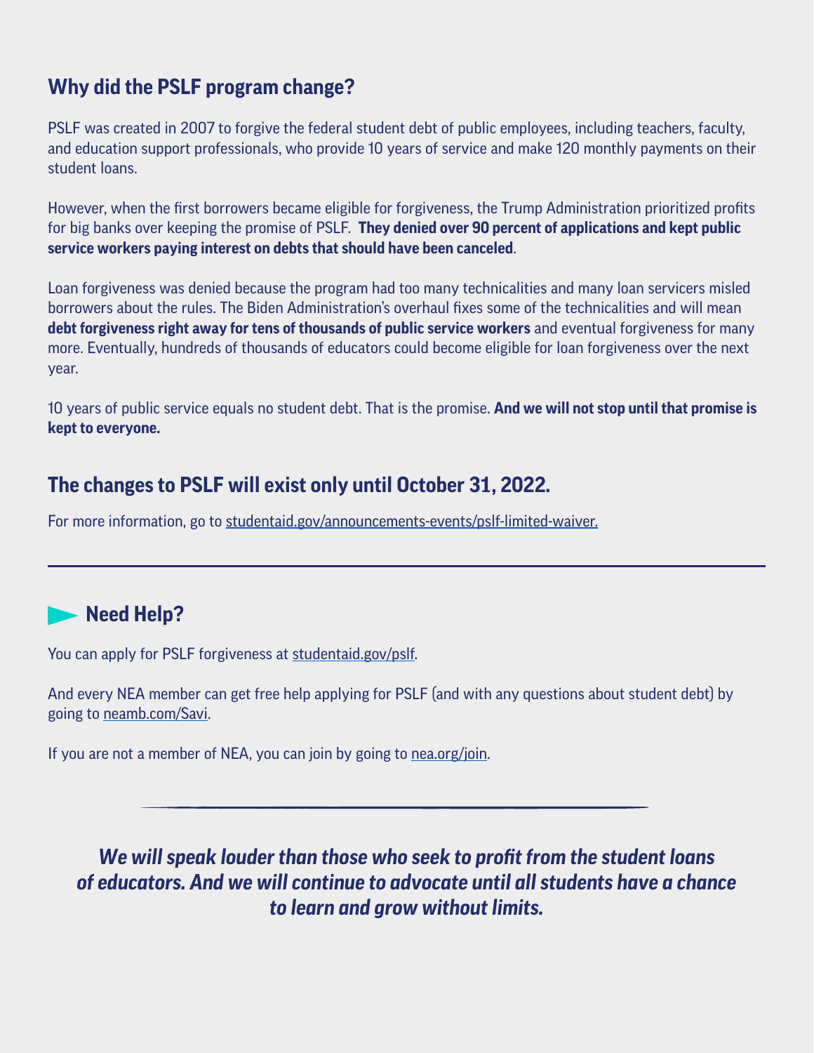## Why did the PSLF program change?

PSLF was created in 2007 to forgive the federal student debt of public employees, including teachers, faculty, and education support professionals, who provide 10 years of service and make 120 monthly payments on their student loans.

However, when the first borrowers became eligible for forgiveness, the Trump Administration prioritized profits for big banks over keeping the promise of PSLF. **They denied over 90 percent of applications and kept public service workers paying interest on debts that should have been canceled**.

Loan forgiveness was denied because the program had too many technicalities and many loan servicers misled borrowers about the rules. The Biden Administration's overhaul fixes some of the technicalities and will mean **debt forgiveness right away for tens of thousands of public service workers** and eventual forgiveness for many more. Eventually, hundreds of thousands of educators could become eligible for loan forgiveness over the next year.

10 years of public service equals no student debt. That is the promise. **And we will not stop until that promise is kept to everyone.**

## The changes to PSLF will exist only until October 31, 2022.

For more information, go to studentaid.gov/announcements-events/pslf-limited-waiver.

---

## Need Help?

You can apply for PSLF forgiveness at studentaid.gov/pslf.

And every NEA member can get free help applying for PSLF (and with any questions about student debt) by going to neamb.com/Savi.

If you are not a member of NEA, you can join by going to nea.org/join.

---

***We will speak louder than those who seek to profit from the student loans of educators. And we will continue to advocate until all students have a chance to learn and grow without limits.***